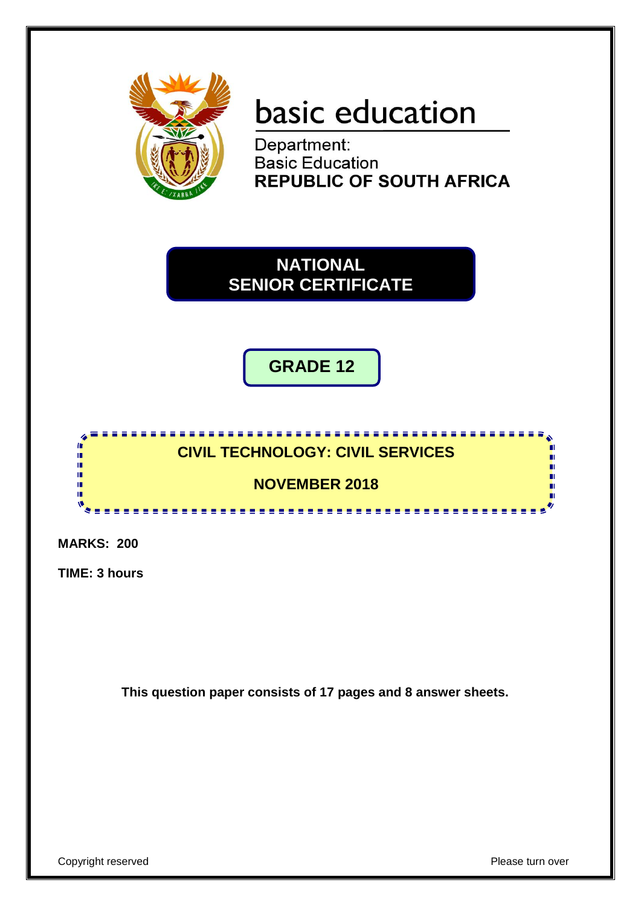basic education

Department:
Basic Education
**REPUBLIC OF SOUTH AFRICA**

# NATIONAL SENIOR CERTIFICATE

## GRADE 12

## CIVIL TECHNOLOGY: CIVIL SERVICES

## NOVEMBER 2018

**MARKS: 200**

**TIME: 3 hours**

**This question paper consists of 17 pages and 8 answer sheets.**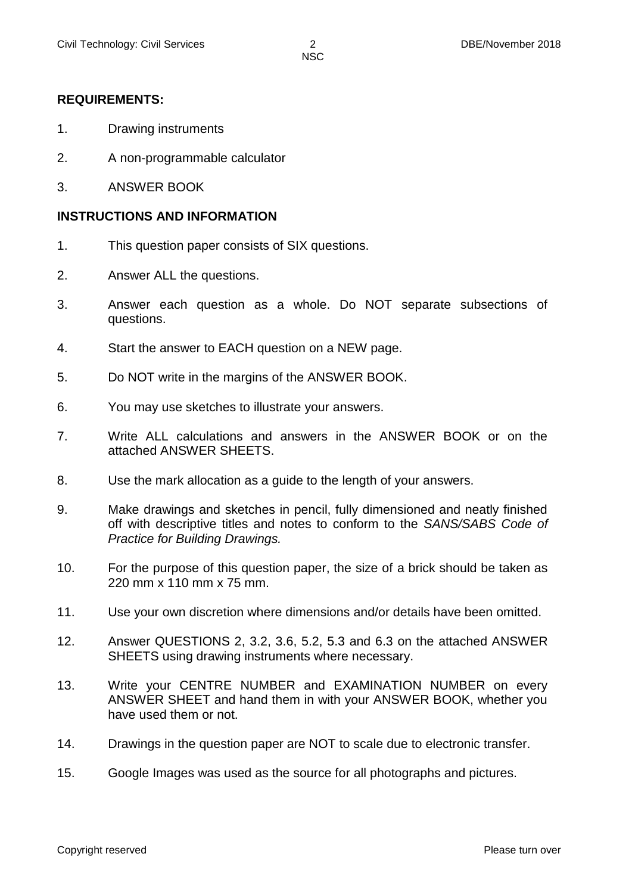**REQUIREMENTS:**

1. Drawing instruments
2. A non-programmable calculator
3. ANSWER BOOK

**INSTRUCTIONS AND INFORMATION**

1. This question paper consists of SIX questions.
2. Answer ALL the questions.
3. Answer each question as a whole. Do NOT separate subsections of questions.
4. Start the answer to EACH question on a NEW page.
5. Do NOT write in the margins of the ANSWER BOOK.
6. You may use sketches to illustrate your answers.
7. Write ALL calculations and answers in the ANSWER BOOK or on the attached ANSWER SHEETS.
8. Use the mark allocation as a guide to the length of your answers.
9. Make drawings and sketches in pencil, fully dimensioned and neatly finished off with descriptive titles and notes to conform to the *SANS/SABS Code of Practice for Building Drawings.*
10. For the purpose of this question paper, the size of a brick should be taken as 220 mm x 110 mm x 75 mm.
11. Use your own discretion where dimensions and/or details have been omitted.
12. Answer QUESTIONS 2, 3.2, 3.6, 5.2, 5.3 and 6.3 on the attached ANSWER SHEETS using drawing instruments where necessary.
13. Write your CENTRE NUMBER and EXAMINATION NUMBER on every ANSWER SHEET and hand them in with your ANSWER BOOK, whether you have used them or not.
14. Drawings in the question paper are NOT to scale due to electronic transfer.
15. Google Images was used as the source for all photographs and pictures.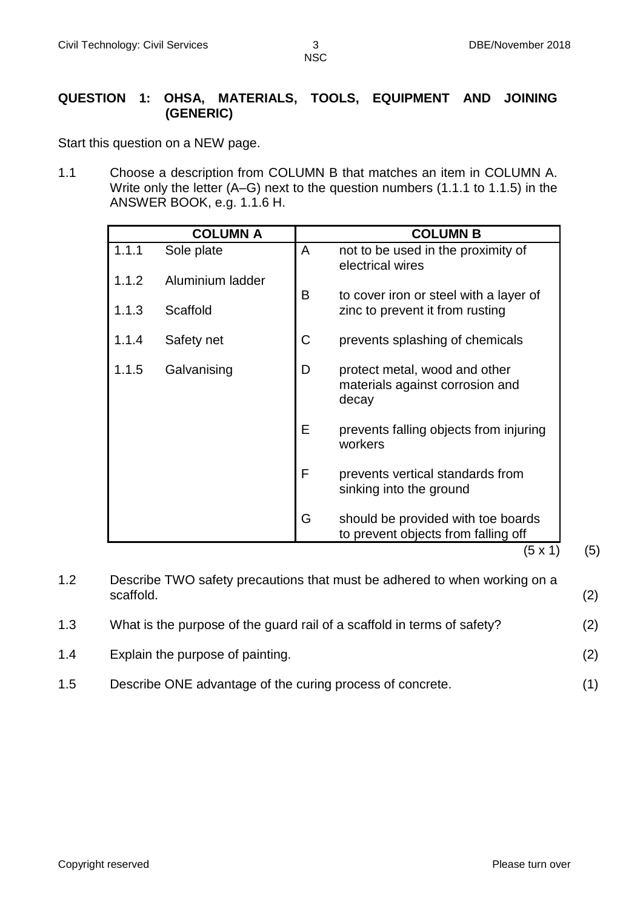## QUESTION 1: OHSA, MATERIALS, TOOLS, EQUIPMENT AND JOINING (GENERIC)

Start this question on a NEW page.

1.1 Choose a description from COLUMN B that matches an item in COLUMN A. Write only the letter (A–G) next to the question numbers (1.1.1 to 1.1.5) in the ANSWER BOOK, e.g. 1.1.6 H.

| COLUMN A | | COLUMN B | |
|---|---|---|---|
| 1.1.1 | Sole plate | A | not to be used in the proximity of electrical wires |
| 1.1.2 | Aluminium ladder | B | to cover iron or steel with a layer of zinc to prevent it from rusting |
| 1.1.3 | Scaffold | C | prevents splashing of chemicals |
| 1.1.4 | Safety net | D | protect metal, wood and other materials against corrosion and decay |
| 1.1.5 | Galvanising | E | prevents falling objects from injuring workers |
| | | F | prevents vertical standards from sinking into the ground |
| | | G | should be provided with toe boards to prevent objects from falling off |

(5 x 1) (5)

1.2 Describe TWO safety precautions that must be adhered to when working on a scaffold. (2)

1.3 What is the purpose of the guard rail of a scaffold in terms of safety? (2)

1.4 Explain the purpose of painting. (2)

1.5 Describe ONE advantage of the curing process of concrete. (1)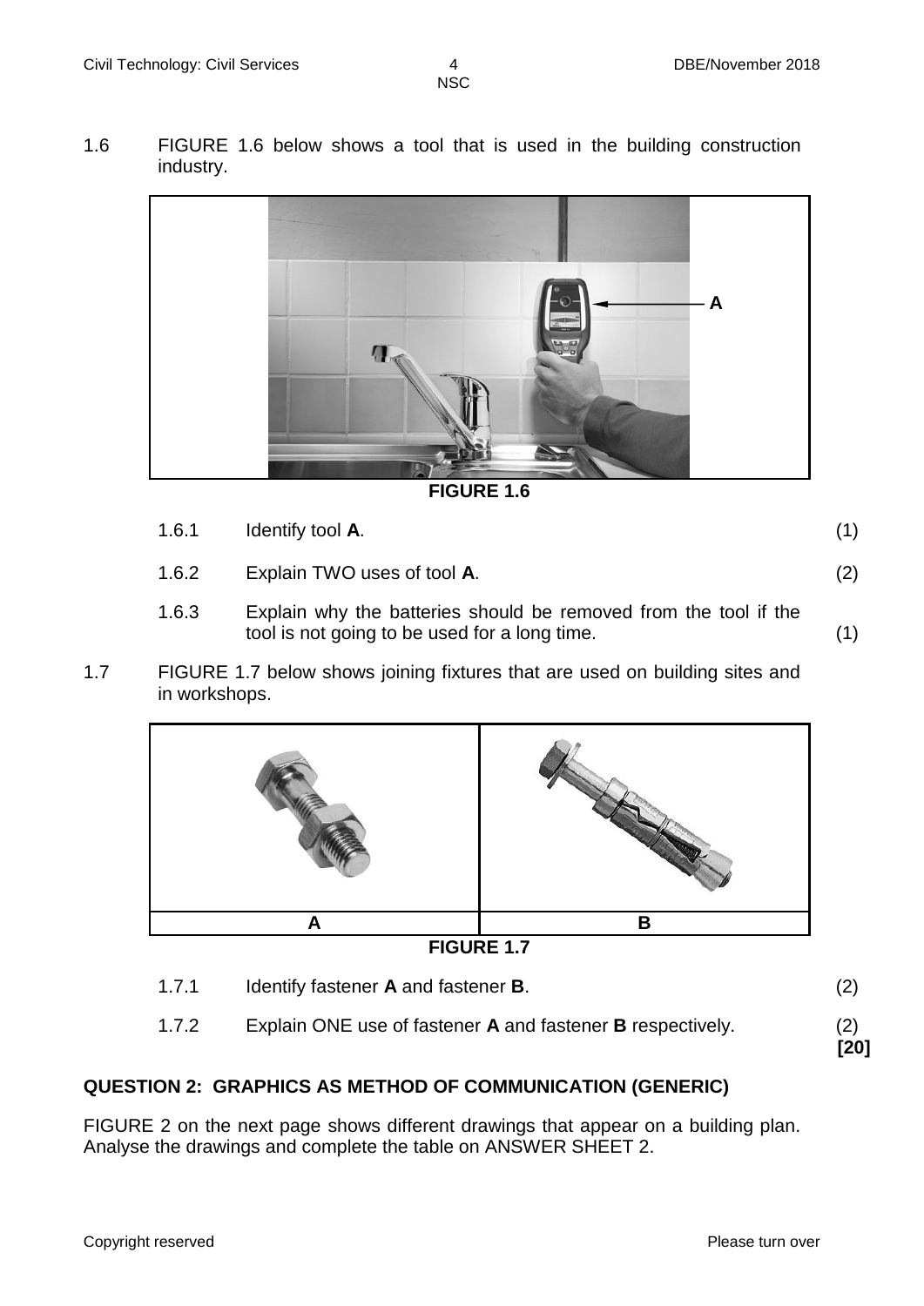1.6 FIGURE 1.6 below shows a tool that is used in the building construction industry.

A

**FIGURE 1.6**

1.6.1 Identify tool **A**. (1)

1.6.2 Explain TWO uses of tool **A**. (2)

1.6.3 Explain why the batteries should be removed from the tool if the tool is not going to be used for a long time. (1)

1.7 FIGURE 1.7 below shows joining fixtures that are used on building sites and in workshops.

| A | B |
|---|---|

**FIGURE 1.7**

1.7.1 Identify fastener **A** and fastener **B**. (2)

1.7.2 Explain ONE use of fastener **A** and fastener **B** respectively. (2)
**[20]**

## QUESTION 2: GRAPHICS AS METHOD OF COMMUNICATION (GENERIC)

FIGURE 2 on the next page shows different drawings that appear on a building plan. Analyse the drawings and complete the table on ANSWER SHEET 2.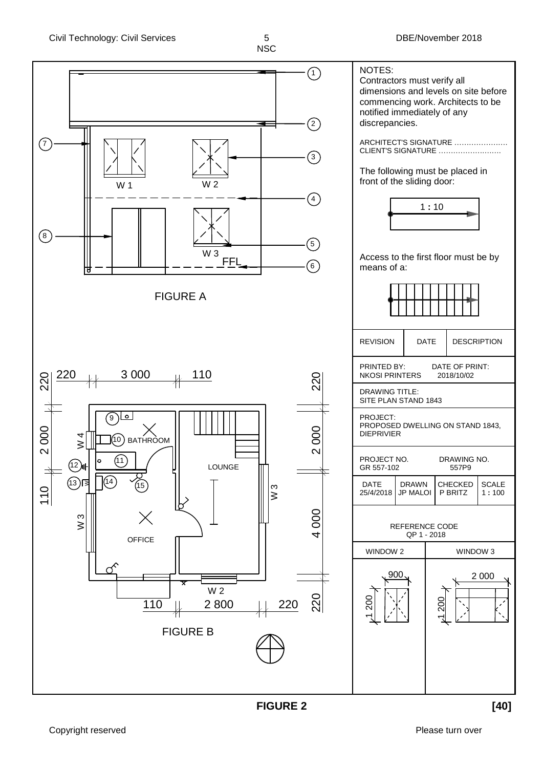FIGURE A

1, 2, 3, 4, 5, 6, 7, 8

W 1 W 2 W 3 FFL

FIGURE B

220 3 000 110 220

2 000 110 4 000 220

W 4 W 3 W 2

9 10 BATHROOM 11 12 13 14 15 LOUNGE OFFICE

110 2 800 220

NOTES:
Contractors must verify all dimensions and levels on site before commencing work. Architects to be notified immediately of any discrepancies.

ARCHITECT'S SIGNATURE …………………
CLIENT'S SIGNATURE ……………………

The following must be placed in front of the sliding door:

1 : 10

Access to the first floor must be by means of a:

| REVISION | DATE | DESCRIPTION |
| --- | --- | --- |

PRINTED BY: NKOSI PRINTERS
DATE OF PRINT: 2018/10/02

DRAWING TITLE:
SITE PLAN STAND 1843

PROJECT:
PROPOSED DWELLING ON STAND 1843, DIEPRIVIER

PROJECT NO. GR 557-102
DRAWING NO. 557P9

| DATE | DRAWN | CHECKED | SCALE |
| --- | --- | --- | --- |
| 25/4/2018 | JP MALOI | P BRITZ | 1 : 100 |

REFERENCE CODE
QP 1 - 2018

| WINDOW 2 | WINDOW 3 |
| --- | --- |
| 900 × 1 200 | 2 000 × 1 200 |

**FIGURE 2** **[40]**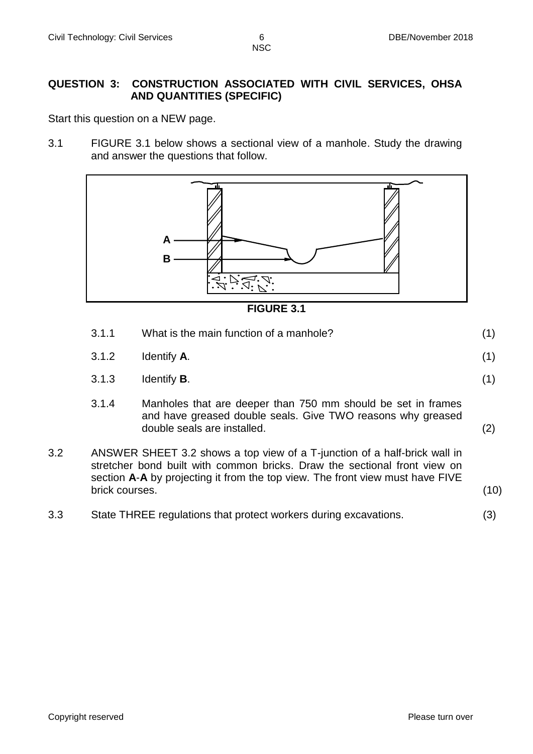## QUESTION 3: CONSTRUCTION ASSOCIATED WITH CIVIL SERVICES, OHSA AND QUANTITIES (SPECIFIC)

Start this question on a NEW page.

3.1 FIGURE 3.1 below shows a sectional view of a manhole. Study the drawing and answer the questions that follow.

A

B

**FIGURE 3.1**

| | | |
|---|---|---|
| 3.1.1 | What is the main function of a manhole? | (1) |
| 3.1.2 | Identify **A**. | (1) |
| 3.1.3 | Identify **B**. | (1) |
| 3.1.4 | Manholes that are deeper than 750 mm should be set in frames and have greased double seals. Give TWO reasons why greased double seals are installed. | (2) |

3.2 ANSWER SHEET 3.2 shows a top view of a T-junction of a half-brick wall in stretcher bond built with common bricks. Draw the sectional front view on section **A**-**A** by projecting it from the top view. The front view must have FIVE brick courses. (10)

3.3 State THREE regulations that protect workers during excavations. (3)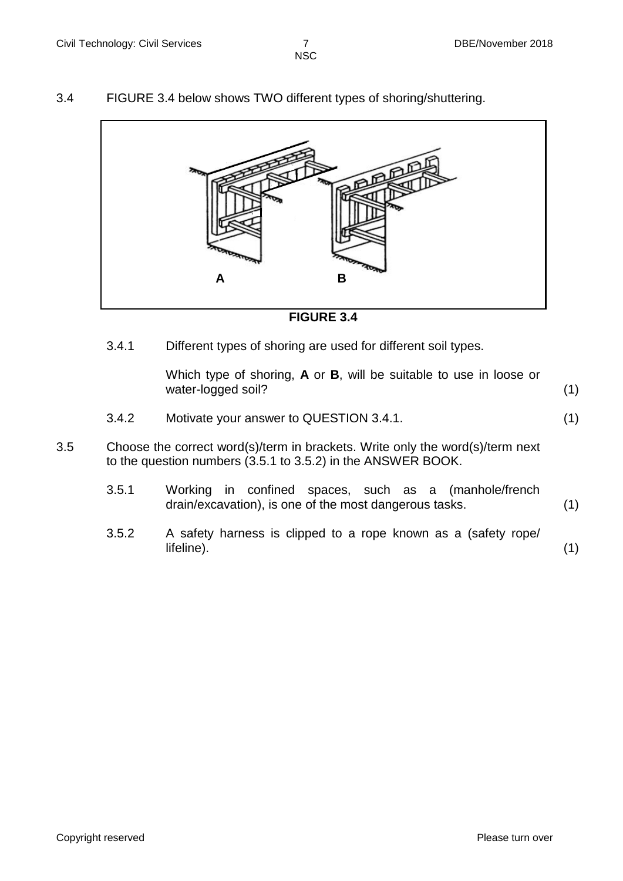3.4 FIGURE 3.4 below shows TWO different types of shoring/shuttering.

A

B

**FIGURE 3.4**

3.4.1 Different types of shoring are used for different soil types.

Which type of shoring, **A** or **B**, will be suitable to use in loose or water-logged soil? (1)

3.4.2 Motivate your answer to QUESTION 3.4.1. (1)

3.5 Choose the correct word(s)/term in brackets. Write only the word(s)/term next to the question numbers (3.5.1 to 3.5.2) in the ANSWER BOOK.

3.5.1 Working in confined spaces, such as a (manhole/french drain/excavation), is one of the most dangerous tasks. (1)

3.5.2 A safety harness is clipped to a rope known as a (safety rope/ lifeline). (1)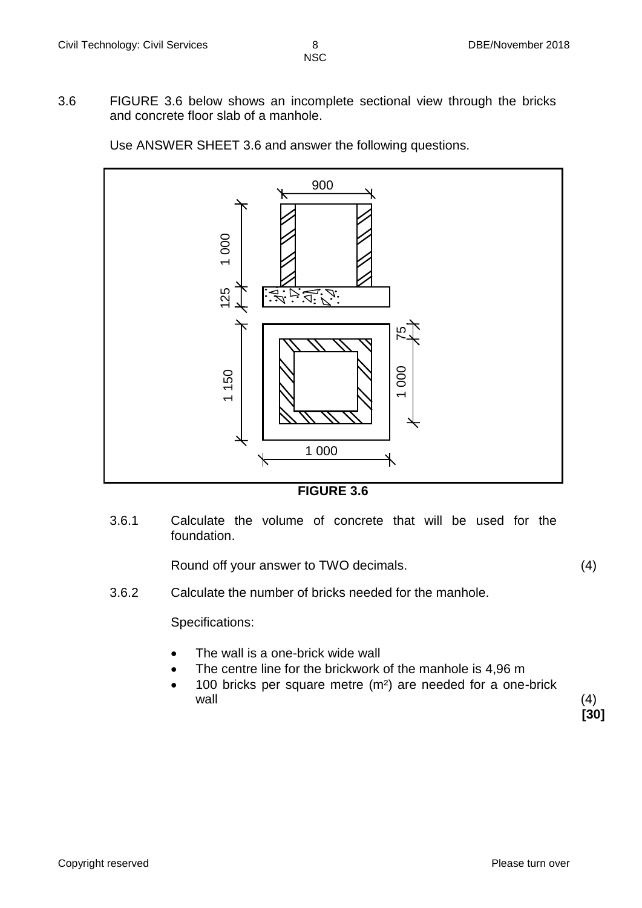3.6 FIGURE 3.6 below shows an incomplete sectional view through the bricks and concrete floor slab of a manhole.

Use ANSWER SHEET 3.6 and answer the following questions.

900

1 000

125

75

1 150

1 000

1 000

**FIGURE 3.6**

3.6.1 Calculate the volume of concrete that will be used for the foundation.

Round off your answer to TWO decimals. (4)

3.6.2 Calculate the number of bricks needed for the manhole.

Specifications:

- The wall is a one-brick wide wall
- The centre line for the brickwork of the manhole is 4,96 m
- 100 bricks per square metre ($m^2$) are needed for a one-brick wall (4)

**[30]**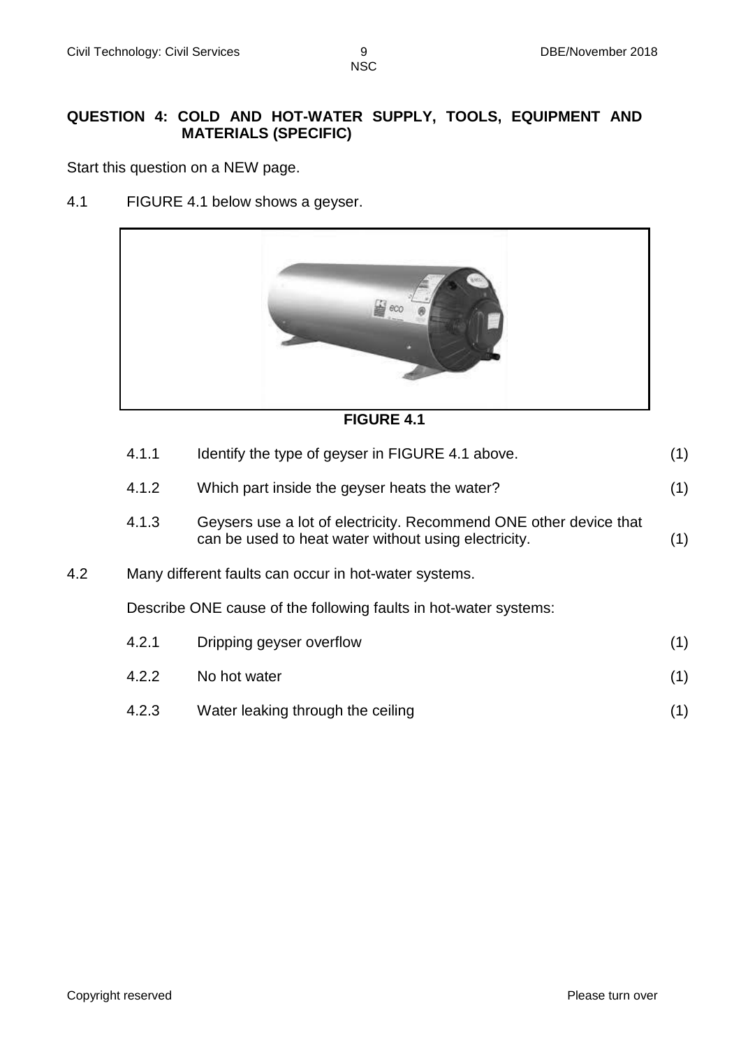**QUESTION 4: COLD AND HOT-WATER SUPPLY, TOOLS, EQUIPMENT AND MATERIALS (SPECIFIC)**

Start this question on a NEW page.

4.1 FIGURE 4.1 below shows a geyser.

**FIGURE 4.1**

4.1.1 Identify the type of geyser in FIGURE 4.1 above. (1)

4.1.2 Which part inside the geyser heats the water? (1)

4.1.3 Geysers use a lot of electricity. Recommend ONE other device that can be used to heat water without using electricity. (1)

4.2 Many different faults can occur in hot-water systems.

Describe ONE cause of the following faults in hot-water systems:

4.2.1 Dripping geyser overflow (1)

4.2.2 No hot water (1)

4.2.3 Water leaking through the ceiling (1)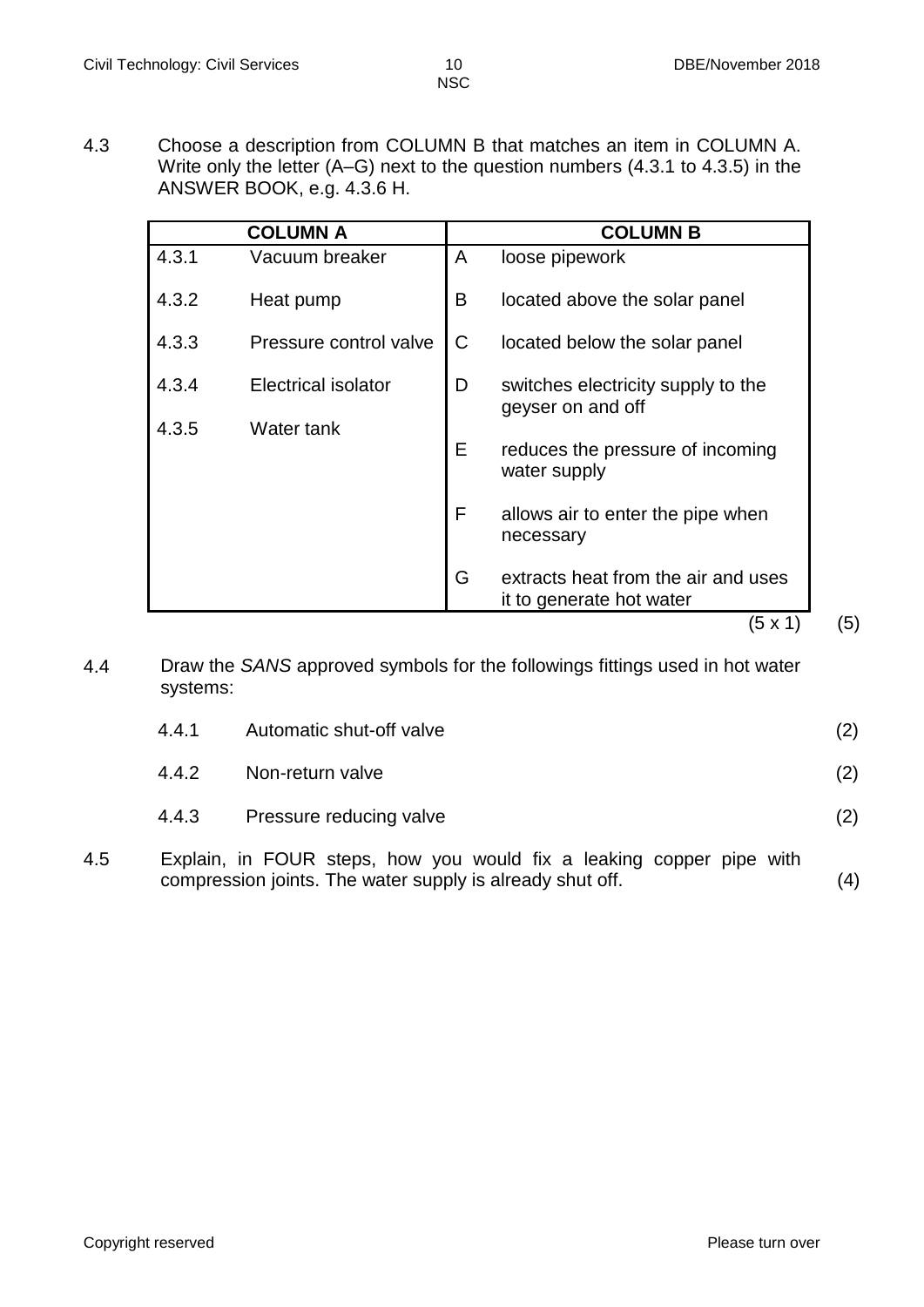4.3 Choose a description from COLUMN B that matches an item in COLUMN A. Write only the letter (A–G) next to the question numbers (4.3.1 to 4.3.5) in the ANSWER BOOK, e.g. 4.3.6 H.

| COLUMN A | | COLUMN B | |
|---|---|---|---|
| 4.3.1 | Vacuum breaker | A | loose pipework |
| 4.3.2 | Heat pump | B | located above the solar panel |
| 4.3.3 | Pressure control valve | C | located below the solar panel |
| 4.3.4 | Electrical isolator | D | switches electricity supply to the geyser on and off |
| 4.3.5 | Water tank | E | reduces the pressure of incoming water supply |
| | | F | allows air to enter the pipe when necessary |
| | | G | extracts heat from the air and uses it to generate hot water |

(5 x 1) (5)

4.4 Draw the *SANS* approved symbols for the followings fittings used in hot water systems:

4.4.1 Automatic shut-off valve (2)

4.4.2 Non-return valve (2)

4.4.3 Pressure reducing valve (2)

4.5 Explain, in FOUR steps, how you would fix a leaking copper pipe with compression joints. The water supply is already shut off. (4)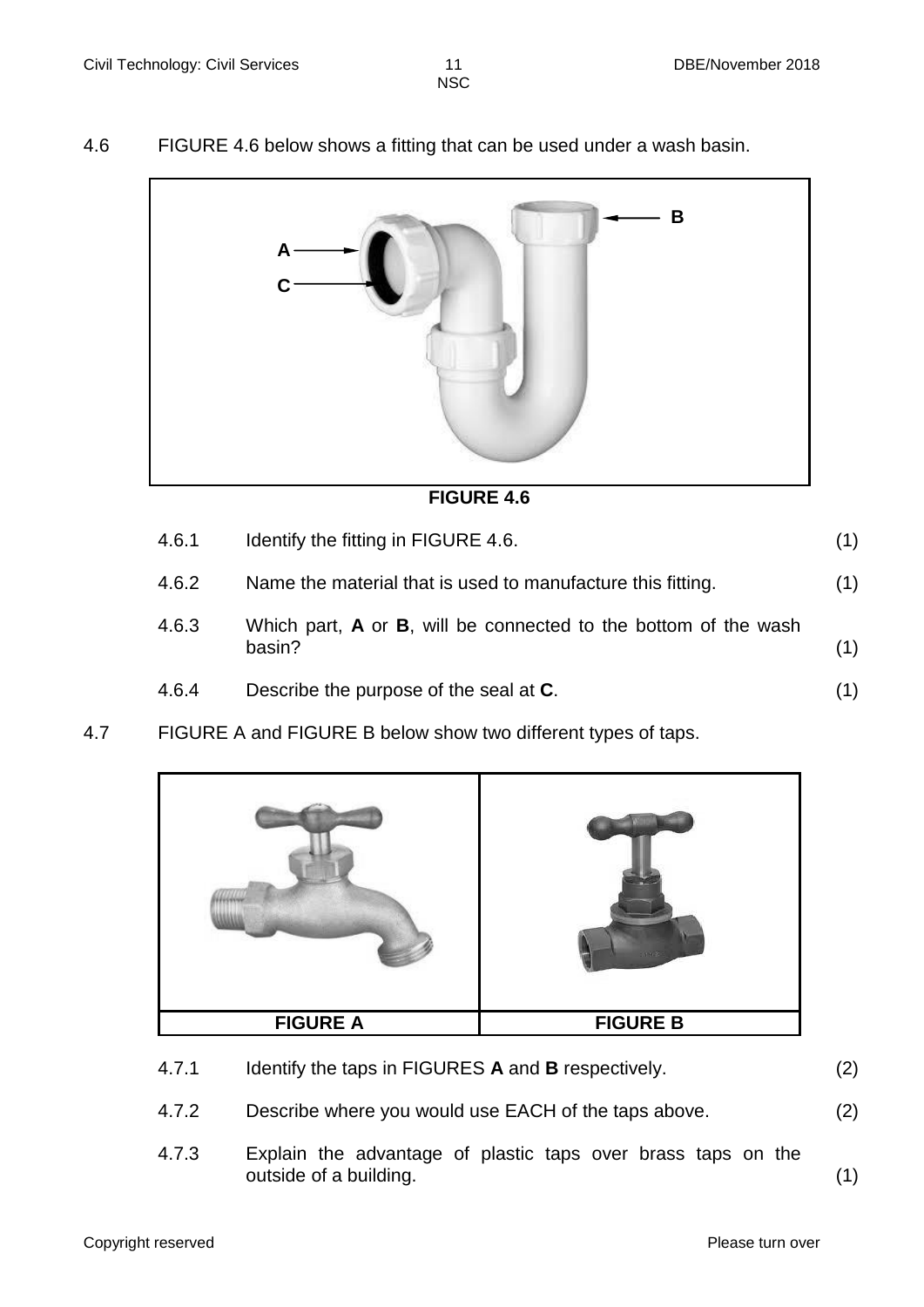4.6 FIGURE 4.6 below shows a fitting that can be used under a wash basin.

A

C

B

**FIGURE 4.6**

4.6.1 Identify the fitting in FIGURE 4.6. (1)

4.6.2 Name the material that is used to manufacture this fitting. (1)

4.6.3 Which part, **A** or **B**, will be connected to the bottom of the wash basin? (1)

4.6.4 Describe the purpose of the seal at **C**. (1)

4.7 FIGURE A and FIGURE B below show two different types of taps.

| **FIGURE A** | **FIGURE B** |
|---|---|

4.7.1 Identify the taps in FIGURES **A** and **B** respectively. (2)

4.7.2 Describe where you would use EACH of the taps above. (2)

4.7.3 Explain the advantage of plastic taps over brass taps on the outside of a building. (1)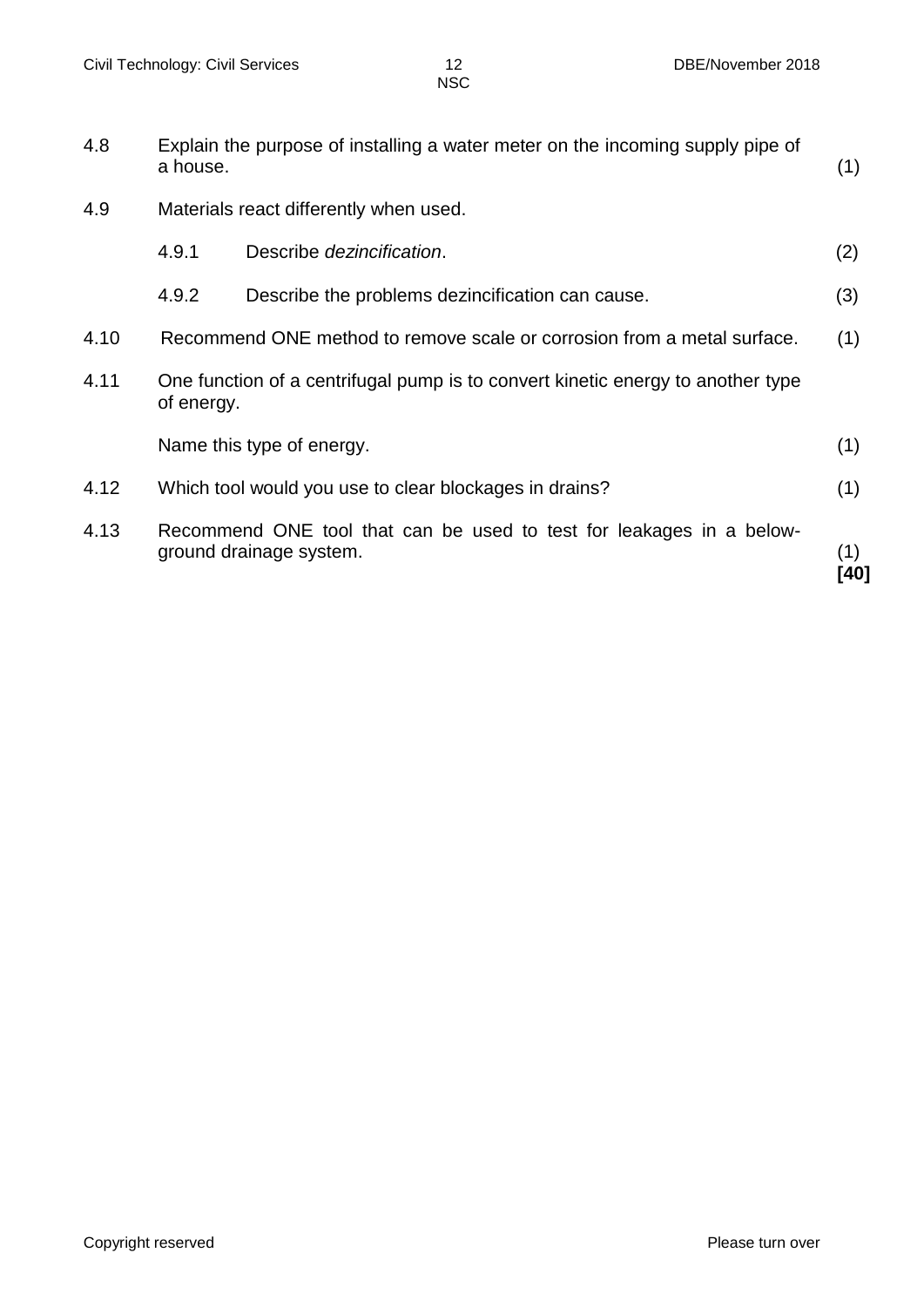4.8 Explain the purpose of installing a water meter on the incoming supply pipe of a house. (1)

4.9 Materials react differently when used.

4.9.1 Describe *dezincification*. (2)

4.9.2 Describe the problems dezincification can cause. (3)

4.10 Recommend ONE method to remove scale or corrosion from a metal surface. (1)

4.11 One function of a centrifugal pump is to convert kinetic energy to another type of energy.

Name this type of energy. (1)

4.12 Which tool would you use to clear blockages in drains? (1)

4.13 Recommend ONE tool that can be used to test for leakages in a below-ground drainage system. (1)

**[40]**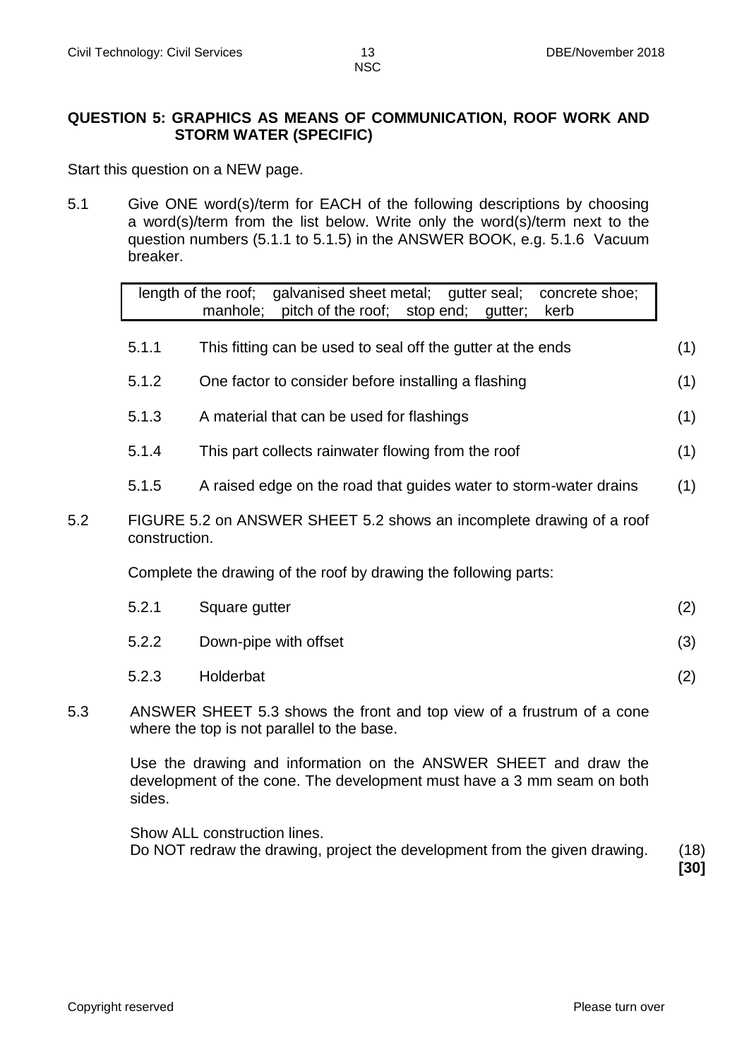## QUESTION 5: GRAPHICS AS MEANS OF COMMUNICATION, ROOF WORK AND STORM WATER (SPECIFIC)

Start this question on a NEW page.

5.1 Give ONE word(s)/term for EACH of the following descriptions by choosing a word(s)/term from the list below. Write only the word(s)/term next to the question numbers (5.1.1 to 5.1.5) in the ANSWER BOOK, e.g. 5.1.6 Vacuum breaker.

| |
|---|
| length of the roof; galvanised sheet metal; gutter seal; concrete shoe; manhole; pitch of the roof; stop end; gutter; kerb |

| | | |
|---|---|---|
| 5.1.1 | This fitting can be used to seal off the gutter at the ends | (1) |
| 5.1.2 | One factor to consider before installing a flashing | (1) |
| 5.1.3 | A material that can be used for flashings | (1) |
| 5.1.4 | This part collects rainwater flowing from the roof | (1) |
| 5.1.5 | A raised edge on the road that guides water to storm-water drains | (1) |

5.2 FIGURE 5.2 on ANSWER SHEET 5.2 shows an incomplete drawing of a roof construction.

Complete the drawing of the roof by drawing the following parts:

| | | |
|---|---|---|
| 5.2.1 | Square gutter | (2) |
| 5.2.2 | Down-pipe with offset | (3) |
| 5.2.3 | Holderbat | (2) |

5.3 ANSWER SHEET 5.3 shows the front and top view of a frustrum of a cone where the top is not parallel to the base.

Use the drawing and information on the ANSWER SHEET and draw the development of the cone. The development must have a 3 mm seam on both sides.

Show ALL construction lines.
Do NOT redraw the drawing, project the development from the given drawing. (18)

**[30]**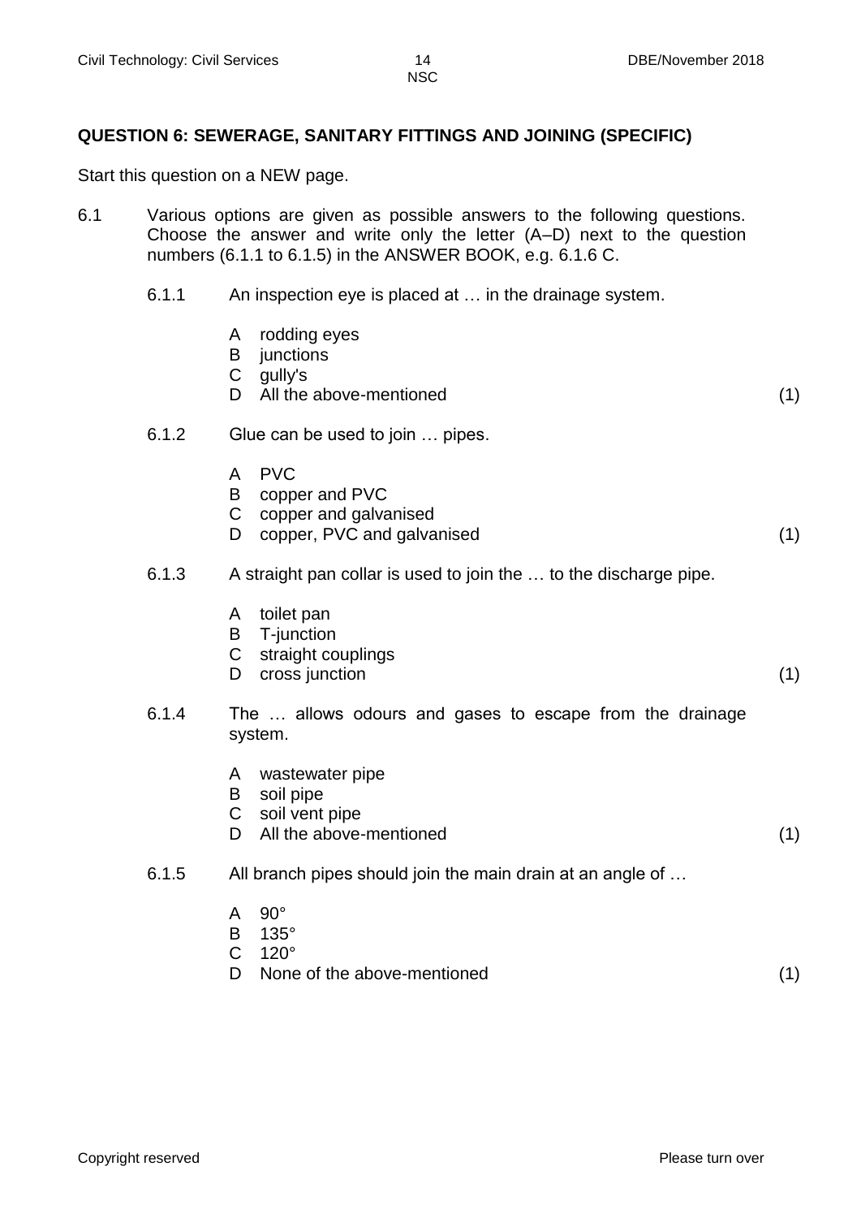## QUESTION 6: SEWERAGE, SANITARY FITTINGS AND JOINING (SPECIFIC)

Start this question on a NEW page.

6.1 Various options are given as possible answers to the following questions. Choose the answer and write only the letter (A–D) next to the question numbers (6.1.1 to 6.1.5) in the ANSWER BOOK, e.g. 6.1.6 C.

6.1.1 An inspection eye is placed at … in the drainage system.

- A rodding eyes
- B junctions
- C gully's
- D All the above-mentioned (1)

6.1.2 Glue can be used to join … pipes.

- A PVC
- B copper and PVC
- C copper and galvanised
- D copper, PVC and galvanised (1)

6.1.3 A straight pan collar is used to join the … to the discharge pipe.

- A toilet pan
- B T-junction
- C straight couplings
- D cross junction (1)

6.1.4 The … allows odours and gases to escape from the drainage system.

- A wastewater pipe
- B soil pipe
- C soil vent pipe
- D All the above-mentioned (1)

6.1.5 All branch pipes should join the main drain at an angle of …

- A 90°
- B 135°
- C 120°
- D None of the above-mentioned (1)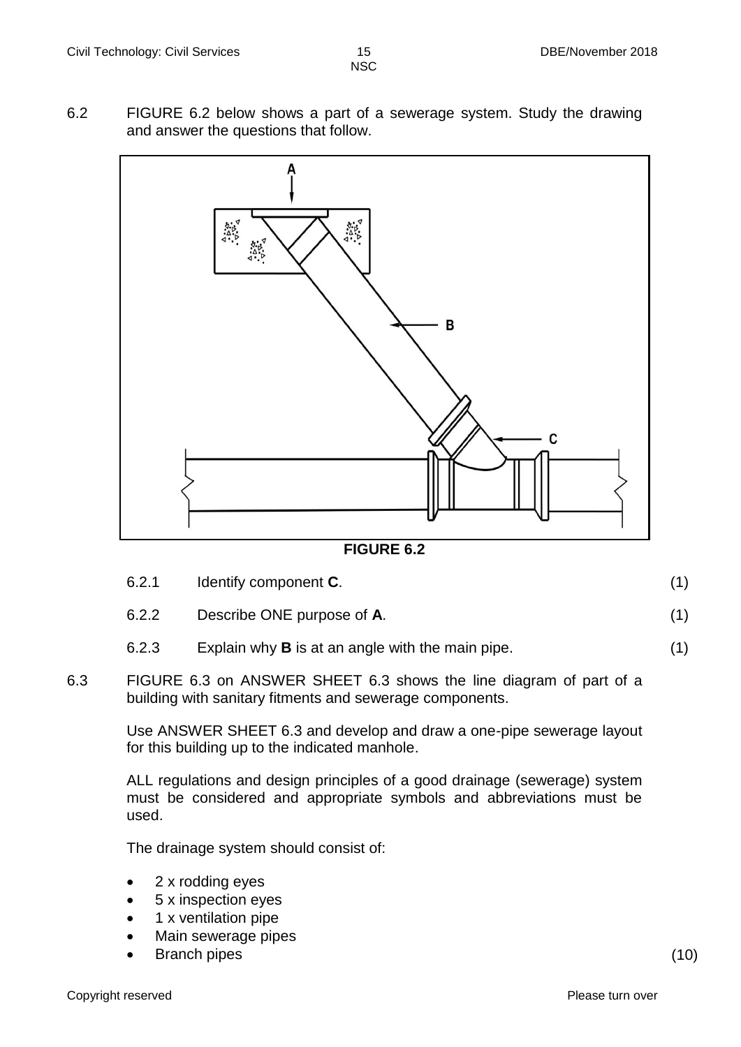6.2 FIGURE 6.2 below shows a part of a sewerage system. Study the drawing and answer the questions that follow.

A

B

C

**FIGURE 6.2**

6.2.1 Identify component **C**. (1)

6.2.2 Describe ONE purpose of **A**. (1)

6.2.3 Explain why **B** is at an angle with the main pipe. (1)

6.3 FIGURE 6.3 on ANSWER SHEET 6.3 shows the line diagram of part of a building with sanitary fitments and sewerage components.

Use ANSWER SHEET 6.3 and develop and draw a one-pipe sewerage layout for this building up to the indicated manhole.

ALL regulations and design principles of a good drainage (sewerage) system must be considered and appropriate symbols and abbreviations must be used.

The drainage system should consist of:

- 2 x rodding eyes
- 5 x inspection eyes
- 1 x ventilation pipe
- Main sewerage pipes
- Branch pipes (10)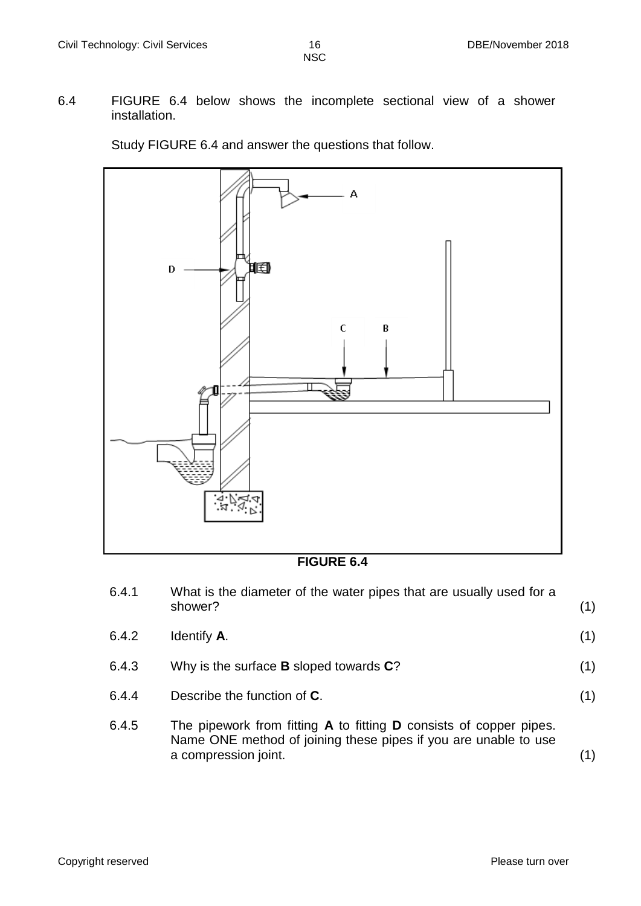6.4 FIGURE 6.4 below shows the incomplete sectional view of a shower installation.

Study FIGURE 6.4 and answer the questions that follow.

A

D

C

B

**FIGURE 6.4**

6.4.1 What is the diameter of the water pipes that are usually used for a shower? (1)

6.4.2 Identify **A**. (1)

6.4.3 Why is the surface **B** sloped towards **C**? (1)

6.4.4 Describe the function of **C**. (1)

6.4.5 The pipework from fitting **A** to fitting **D** consists of copper pipes. Name ONE method of joining these pipes if you are unable to use a compression joint. (1)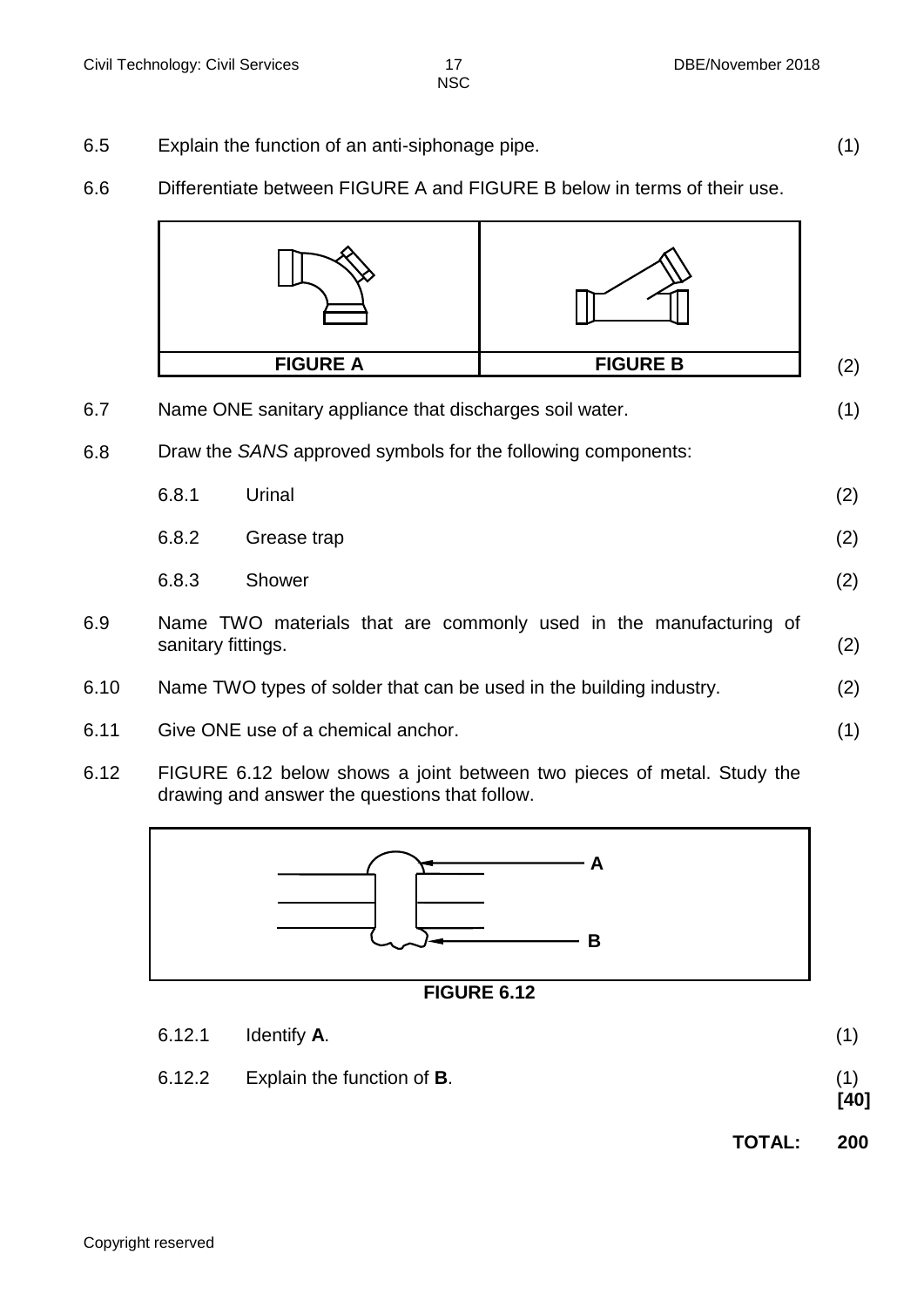6.5 Explain the function of an anti-siphonage pipe. (1)

6.6 Differentiate between FIGURE A and FIGURE B below in terms of their use.

| FIGURE A | FIGURE B |
|---|---|

(2)

6.7 Name ONE sanitary appliance that discharges soil water. (1)

6.8 Draw the *SANS* approved symbols for the following components:

6.8.1 Urinal (2)

6.8.2 Grease trap (2)

6.8.3 Shower (2)

6.9 Name TWO materials that are commonly used in the manufacturing of sanitary fittings. (2)

6.10 Name TWO types of solder that can be used in the building industry. (2)

6.11 Give ONE use of a chemical anchor. (1)

6.12 FIGURE 6.12 below shows a joint between two pieces of metal. Study the drawing and answer the questions that follow.

A

B

**FIGURE 6.12**

6.12.1 Identify **A**. (1)

6.12.2 Explain the function of **B**. (1)

**[40]**

**TOTAL: 200**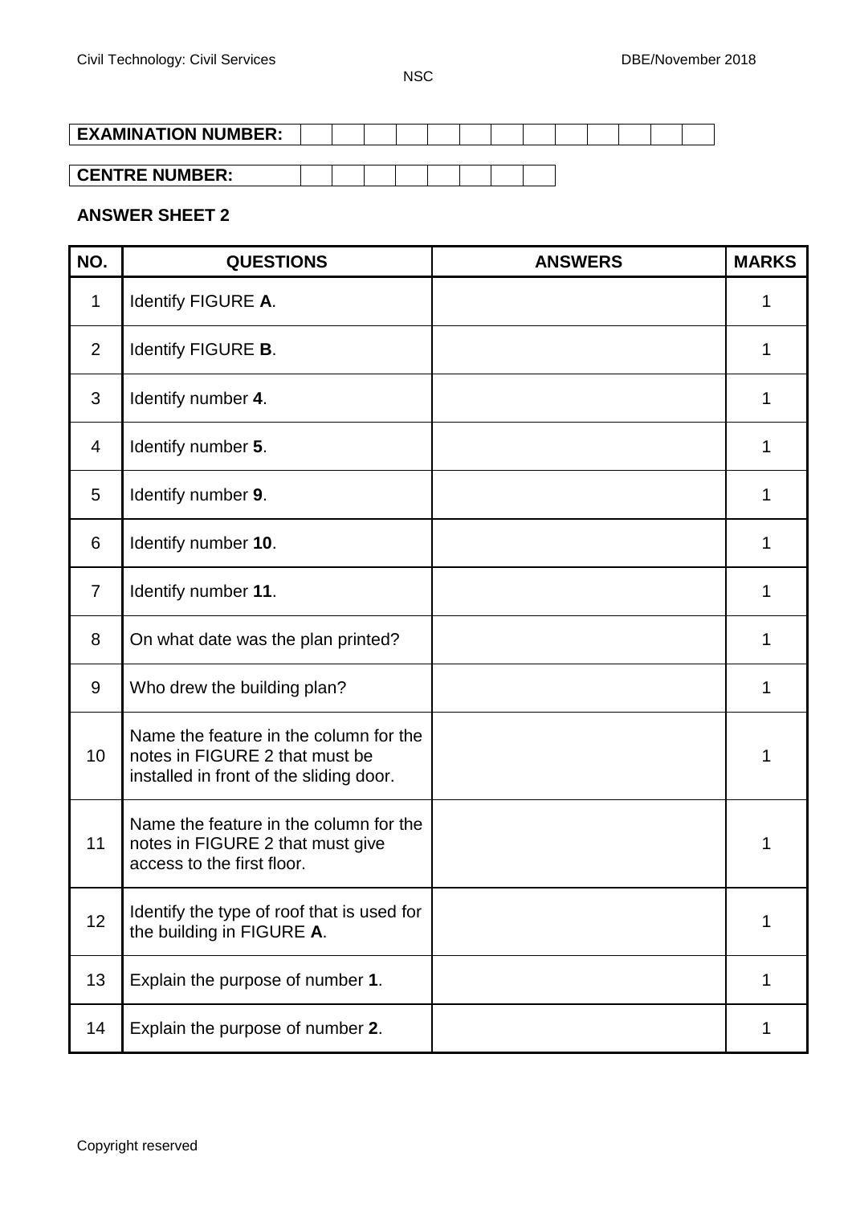| EXAMINATION NUMBER: | | | | | | | | | | | | | |
|---|---|---|---|---|---|---|---|---|---|---|---|---|---|

| CENTRE NUMBER: | | | | | | | | |
|---|---|---|---|---|---|---|---|---|

**ANSWER SHEET 2**

| NO. | QUESTIONS | ANSWERS | MARKS |
|---|---|---|---|
| 1 | Identify FIGURE **A**. | | 1 |
| 2 | Identify FIGURE **B**. | | 1 |
| 3 | Identify number **4**. | | 1 |
| 4 | Identify number **5**. | | 1 |
| 5 | Identify number **9**. | | 1 |
| 6 | Identify number **10**. | | 1 |
| 7 | Identify number **11**. | | 1 |
| 8 | On what date was the plan printed? | | 1 |
| 9 | Who drew the building plan? | | 1 |
| 10 | Name the feature in the column for the notes in FIGURE 2 that must be installed in front of the sliding door. | | 1 |
| 11 | Name the feature in the column for the notes in FIGURE 2 that must give access to the first floor. | | 1 |
| 12 | Identify the type of roof that is used for the building in FIGURE **A**. | | 1 |
| 13 | Explain the purpose of number **1**. | | 1 |
| 14 | Explain the purpose of number **2**. | | 1 |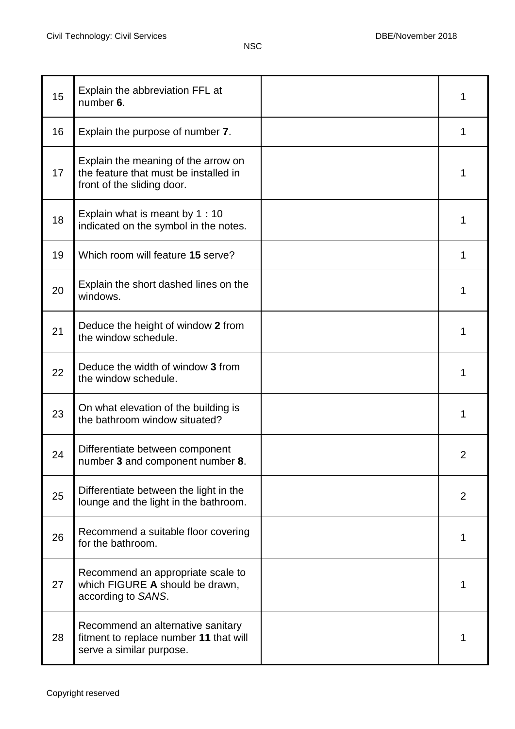| | | | |
|---|---|---|---|
| 15 | Explain the abbreviation FFL at number **6**. | | 1 |
| 16 | Explain the purpose of number **7**. | | 1 |
| 17 | Explain the meaning of the arrow on the feature that must be installed in front of the sliding door. | | 1 |
| 18 | Explain what is meant by 1 **:** 10 indicated on the symbol in the notes. | | 1 |
| 19 | Which room will feature **15** serve? | | 1 |
| 20 | Explain the short dashed lines on the windows. | | 1 |
| 21 | Deduce the height of window **2** from the window schedule. | | 1 |
| 22 | Deduce the width of window **3** from the window schedule. | | 1 |
| 23 | On what elevation of the building is the bathroom window situated? | | 1 |
| 24 | Differentiate between component number **3** and component number **8**. | | 2 |
| 25 | Differentiate between the light in the lounge and the light in the bathroom. | | 2 |
| 26 | Recommend a suitable floor covering for the bathroom. | | 1 |
| 27 | Recommend an appropriate scale to which FIGURE **A** should be drawn, according to *SANS*. | | 1 |
| 28 | Recommend an alternative sanitary fitment to replace number **11** that will serve a similar purpose. | | 1 |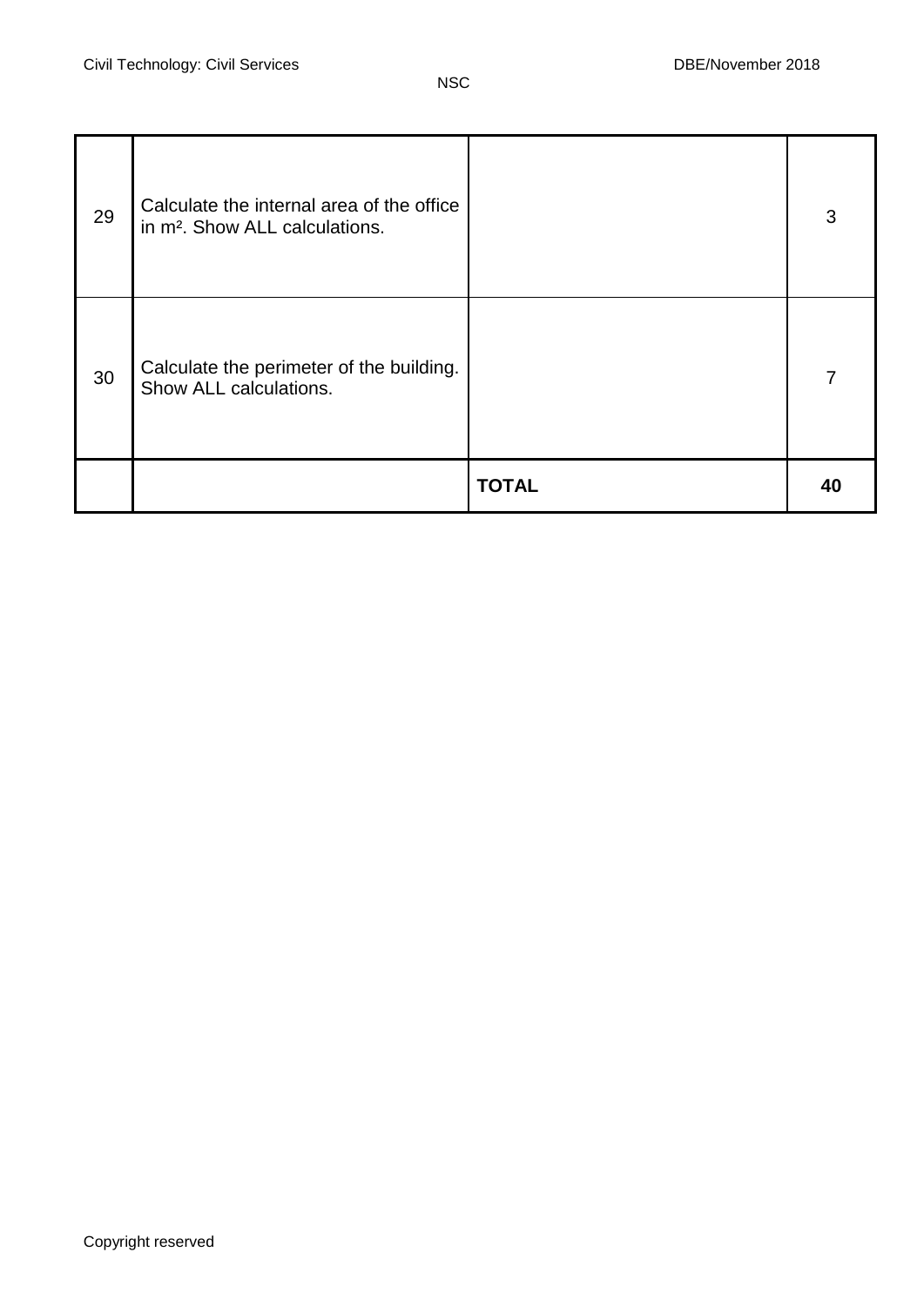| | | | |
|---|---|---|---|
| 29 | Calculate the internal area of the office in m². Show ALL calculations. | | 3 |
| 30 | Calculate the perimeter of the building. Show ALL calculations. | | 7 |
| | | **TOTAL** | **40** |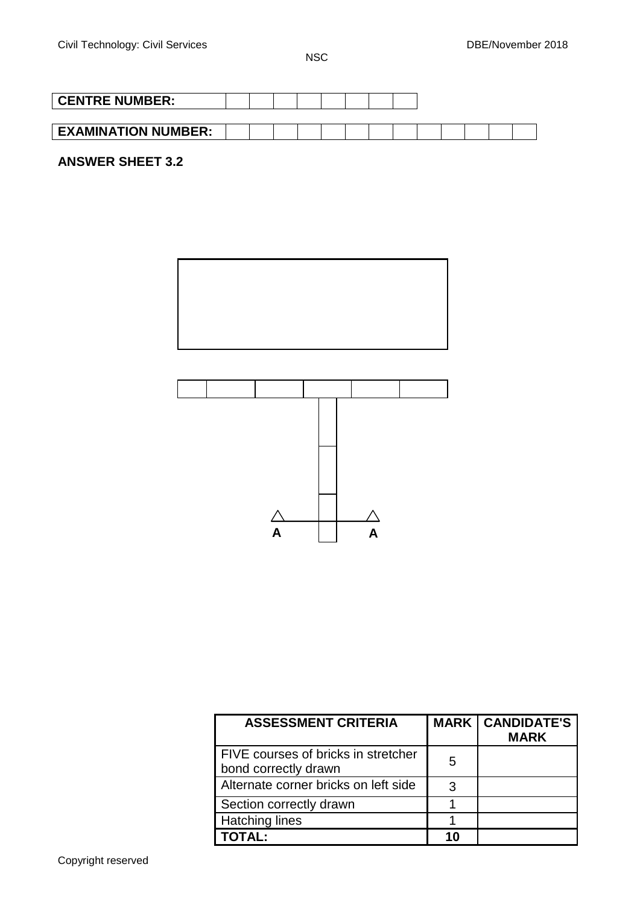| CENTRE NUMBER: | | | | | | | | |
|---|---|---|---|---|---|---|---|---|

| EXAMINATION NUMBER: | | | | | | | | | | | | | |
|---|---|---|---|---|---|---|---|---|---|---|---|---|---|

**ANSWER SHEET 3.2**

A A

| ASSESSMENT CRITERIA | MARK | CANDIDATE'S MARK |
|---|---|---|
| FIVE courses of bricks in stretcher bond correctly drawn | 5 | |
| Alternate corner bricks on left side | 3 | |
| Section correctly drawn | 1 | |
| Hatching lines | 1 | |
| **TOTAL:** | **10** | |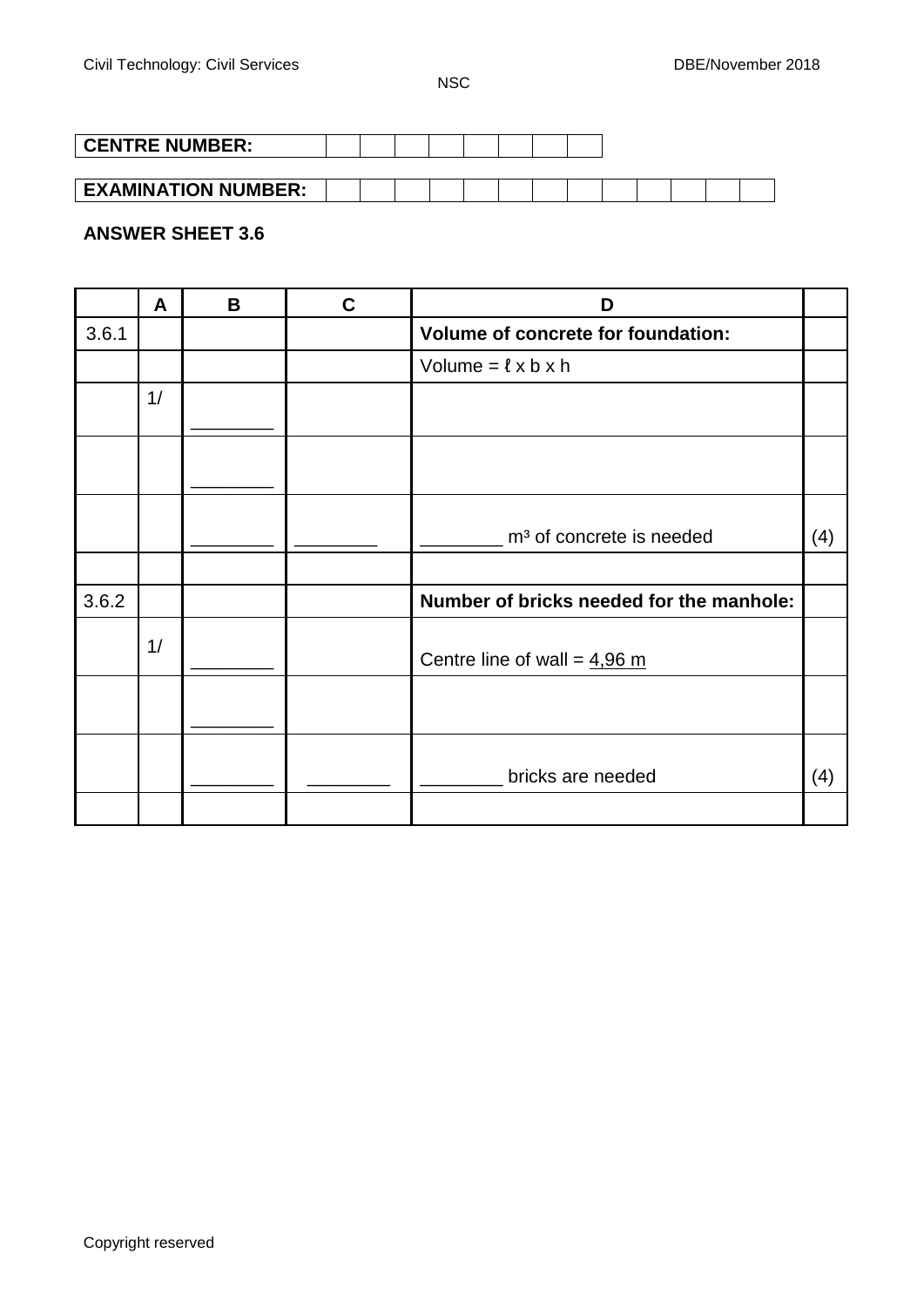| **CENTRE NUMBER:** | | | | | | | | |
|---|---|---|---|---|---|---|---|---|

| **EXAMINATION NUMBER:** | | | | | | | | | | | | | |
|---|---|---|---|---|---|---|---|---|---|---|---|---|---|

**ANSWER SHEET 3.6**

| | A | B | C | D | |
|---|---|---|---|---|---|
| 3.6.1 | | | | **Volume of concrete for foundation:** | |
| | | | | Volume = ℓ x b x h | |
| | 1/ | ________ | | | |
| | | ________ | | | |
| | | ________ | ________ | ________ m³ of concrete is needed | (4) |
| | | | | | |
| 3.6.2 | | | | **Number of bricks needed for the manhole:** | |
| | 1/ | ________ | | Centre line of wall = 4,96 m | |
| | | ________ | | | |
| | | ________ | ________ | ________ bricks are needed | (4) |
| | | | | | |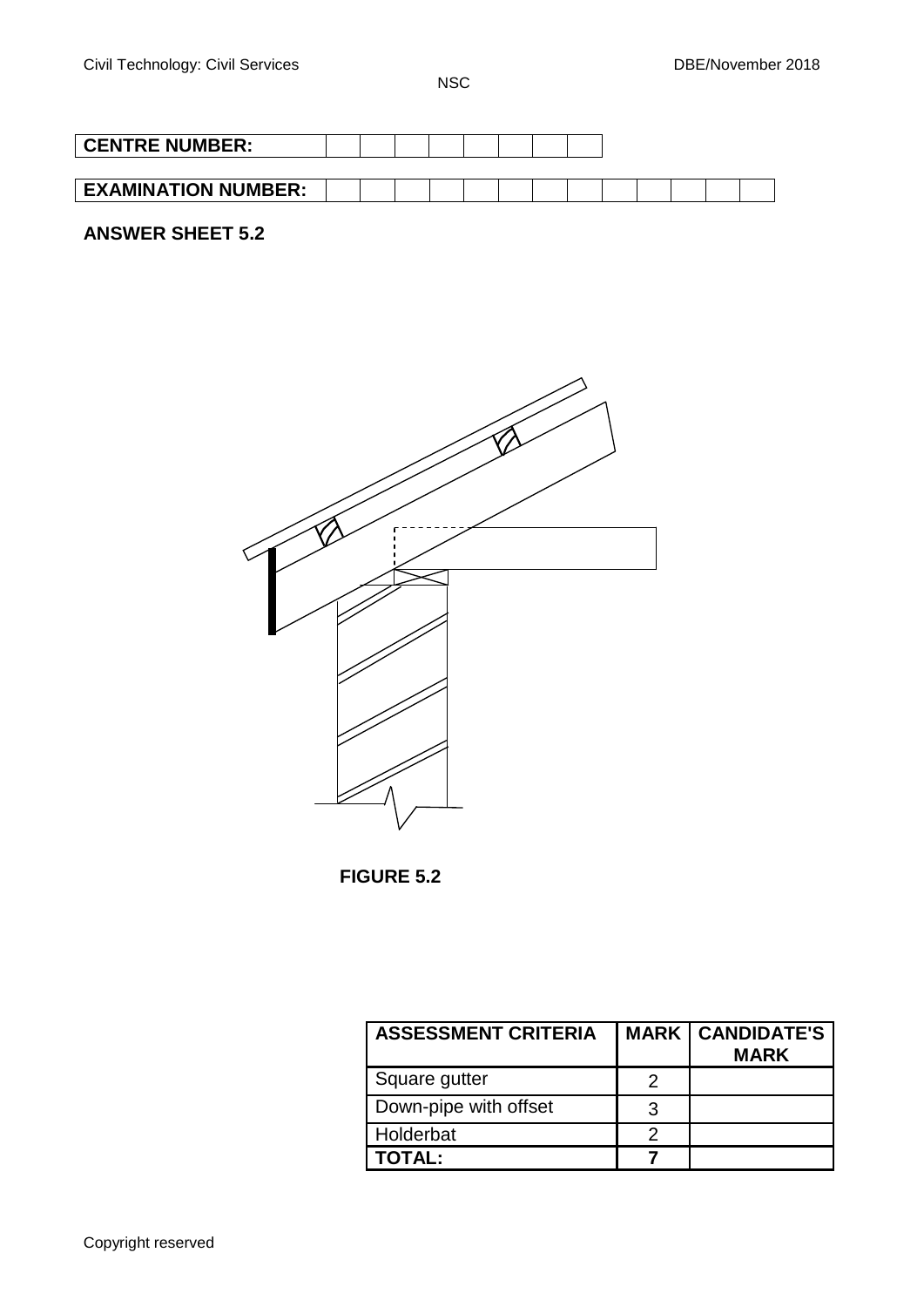| CENTRE NUMBER: | | | | | | | | |
|---|---|---|---|---|---|---|---|---|

| EXAMINATION NUMBER: | | | | | | | | | | | | | |
|---|---|---|---|---|---|---|---|---|---|---|---|---|---|

**ANSWER SHEET 5.2**

**FIGURE 5.2**

| ASSESSMENT CRITERIA | MARK | CANDIDATE'S MARK |
|---|---|---|
| Square gutter | 2 | |
| Down-pipe with offset | 3 | |
| Holderbat | 2 | |
| **TOTAL:** | **7** | |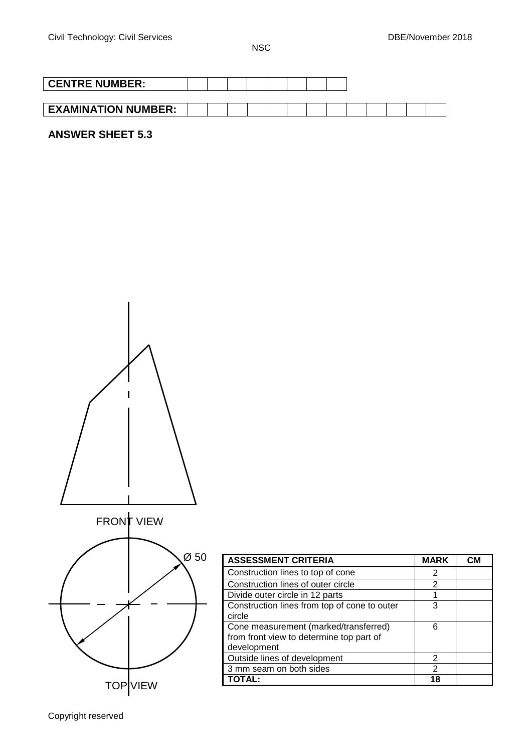| **CENTRE NUMBER:** | | | | | | | | |
|---|---|---|---|---|---|---|---|---|

| **EXAMINATION NUMBER:** | | | | | | | | | | | | | |
|---|---|---|---|---|---|---|---|---|---|---|---|---|---|

**ANSWER SHEET 5.3**

FRONT VIEW

Ø 50

TOP VIEW

| **ASSESSMENT CRITERIA** | **MARK** | **CM** |
|---|---|---|
| Construction lines to top of cone | 2 | |
| Construction lines of outer circle | 2 | |
| Divide outer circle in 12 parts | 1 | |
| Construction lines from top of cone to outer circle | 3 | |
| Cone measurement (marked/transferred) from front view to determine top part of development | 6 | |
| Outside lines of development | 2 | |
| 3 mm seam on both sides | 2 | |
| **TOTAL:** | **18** | |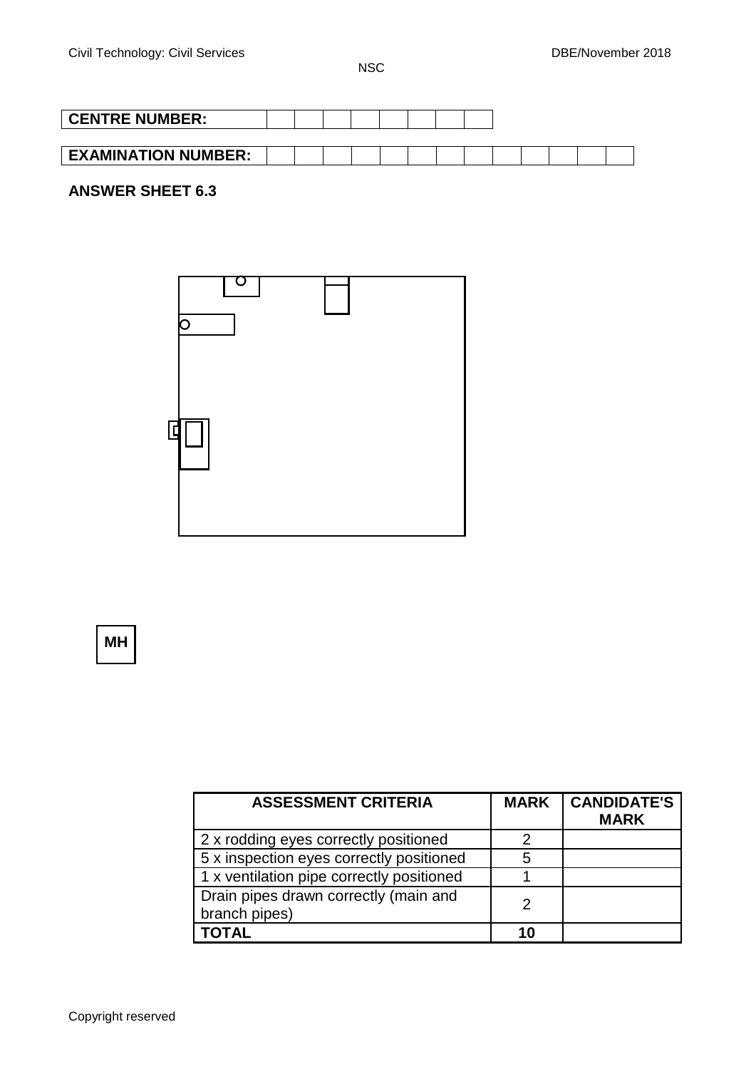NSC

| CENTRE NUMBER: | | | | | | | | |
|---|---|---|---|---|---|---|---|---|

| EXAMINATION NUMBER: | | | | | | | | | | | | | |
|---|---|---|---|---|---|---|---|---|---|---|---|---|---|

**ANSWER SHEET 6.3**

MH

| ASSESSMENT CRITERIA | MARK | CANDIDATE'S MARK |
|---|---|---|
| 2 x rodding eyes correctly positioned | 2 | |
| 5 x inspection eyes correctly positioned | 5 | |
| 1 x ventilation pipe correctly positioned | 1 | |
| Drain pipes drawn correctly (main and branch pipes) | 2 | |
| **TOTAL** | **10** | |